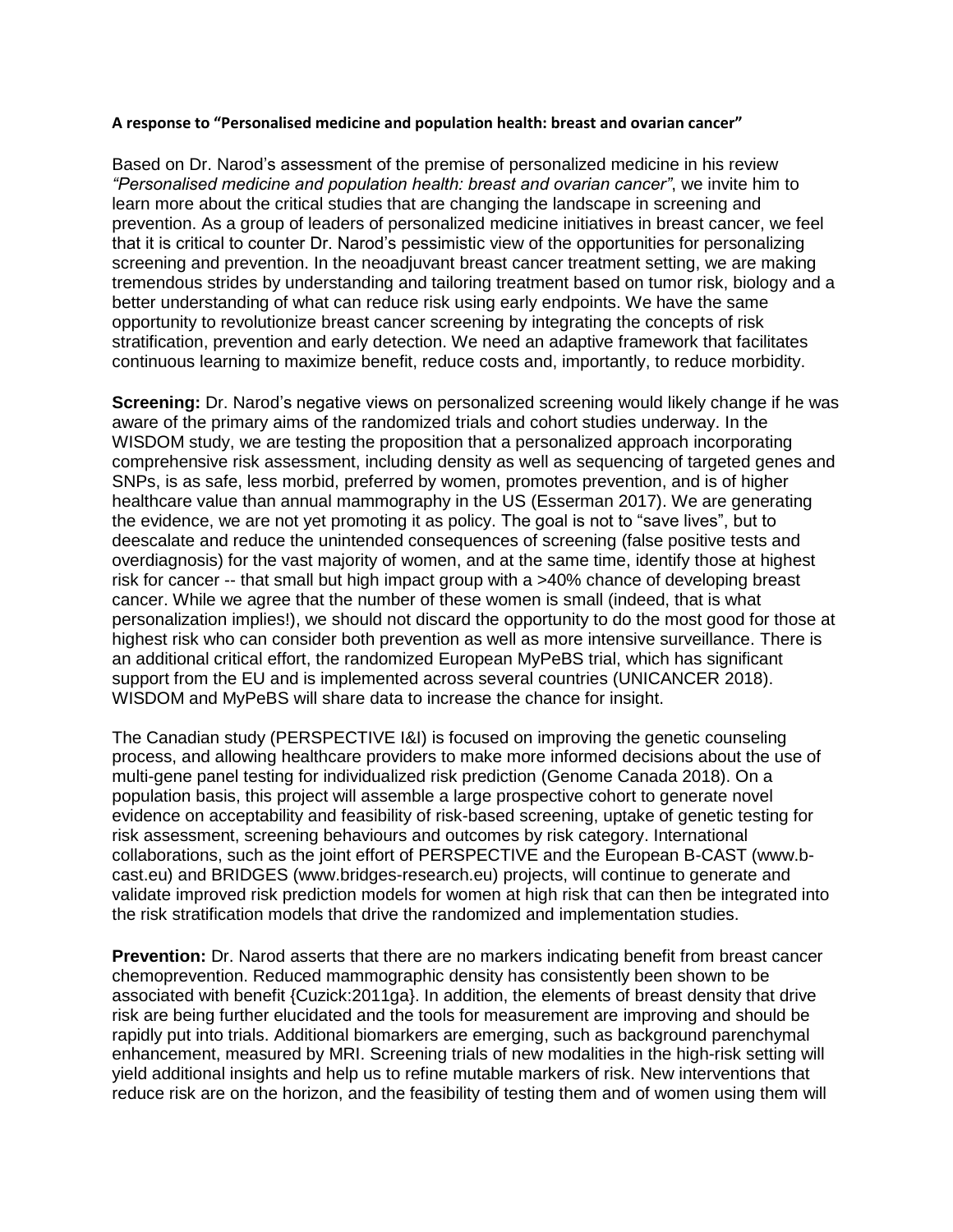**A response to "Personalised medicine and population health: breast and ovarian cancer"**

Based on Dr. Narod's assessment of the premise of personalized medicine in his review *"Personalised medicine and population health: breast and ovarian cancer"*, we invite him to learn more about the critical studies that are changing the landscape in screening and prevention. As a group of leaders of personalized medicine initiatives in breast cancer, we feel that it is critical to counter Dr. Narod's pessimistic view of the opportunities for personalizing screening and prevention. In the neoadjuvant breast cancer treatment setting, we are making tremendous strides by understanding and tailoring treatment based on tumor risk, biology and a better understanding of what can reduce risk using early endpoints. We have the same opportunity to revolutionize breast cancer screening by integrating the concepts of risk stratification, prevention and early detection. We need an adaptive framework that facilitates continuous learning to maximize benefit, reduce costs and, importantly, to reduce morbidity.

**Screening:** Dr. Narod's negative views on personalized screening would likely change if he was aware of the primary aims of the randomized trials and cohort studies underway. In the WISDOM study, we are testing the proposition that a personalized approach incorporating comprehensive risk assessment, including density as well as sequencing of targeted genes and SNPs, is as safe, less morbid, preferred by women, promotes prevention, and is of higher healthcare value than annual mammography in the US (Esserman 2017). We are generating the evidence, we are not yet promoting it as policy. The goal is not to "save lives", but to deescalate and reduce the unintended consequences of screening (false positive tests and overdiagnosis) for the vast majority of women, and at the same time, identify those at highest risk for cancer -- that small but high impact group with a >40% chance of developing breast cancer. While we agree that the number of these women is small (indeed, that is what personalization implies!), we should not discard the opportunity to do the most good for those at highest risk who can consider both prevention as well as more intensive surveillance. There is an additional critical effort, the randomized European MyPeBS trial, which has significant support from the EU and is implemented across several countries (UNICANCER 2018). WISDOM and MyPeBS will share data to increase the chance for insight.

The Canadian study (PERSPECTIVE I&I) is focused on improving the genetic counseling process, and allowing healthcare providers to make more informed decisions about the use of multi-gene panel testing for individualized risk prediction (Genome Canada 2018). On a population basis, this project will assemble a large prospective cohort to generate novel evidence on acceptability and feasibility of risk-based screening, uptake of genetic testing for risk assessment, screening behaviours and outcomes by risk category. International collaborations, such as the joint effort of PERSPECTIVE and the European B-CAST (www.b-cast.eu) and BRIDGES (www.bridges-research.eu) projects, will continue to generate and validate improved risk prediction models for women at high risk that can then be integrated into the risk stratification models that drive the randomized and implementation studies.

**Prevention:** Dr. Narod asserts that there are no markers indicating benefit from breast cancer chemoprevention. Reduced mammographic density has consistently been shown to be associated with benefit {Cuzick:2011ga}. In addition, the elements of breast density that drive risk are being further elucidated and the tools for measurement are improving and should be rapidly put into trials. Additional biomarkers are emerging, such as background parenchymal enhancement, measured by MRI. Screening trials of new modalities in the high-risk setting will yield additional insights and help us to refine mutable markers of risk. New interventions that reduce risk are on the horizon, and the feasibility of testing them and of women using them will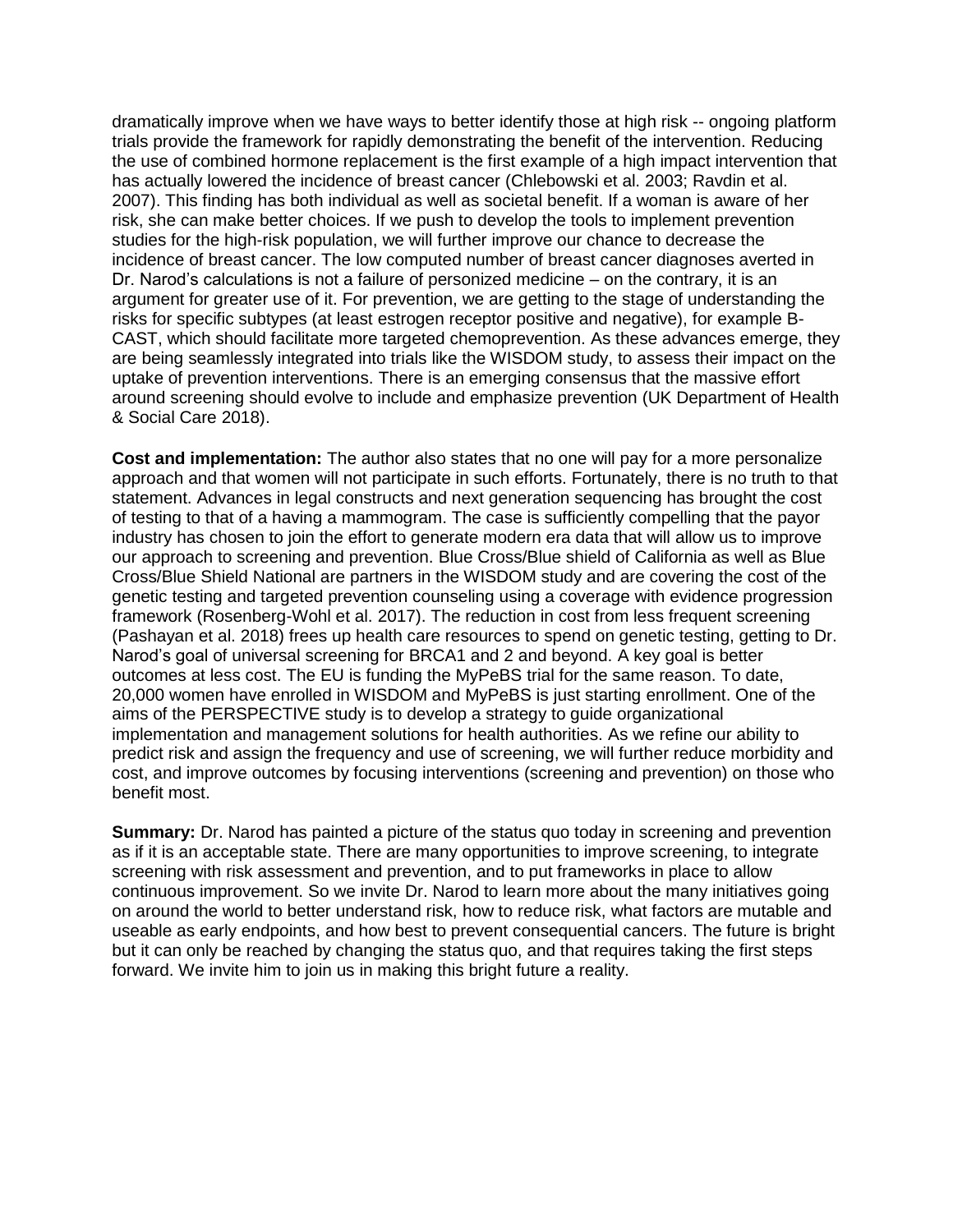dramatically improve when we have ways to better identify those at high risk -- ongoing platform trials provide the framework for rapidly demonstrating the benefit of the intervention. Reducing the use of combined hormone replacement is the first example of a high impact intervention that has actually lowered the incidence of breast cancer (Chlebowski et al. 2003; Ravdin et al. 2007). This finding has both individual as well as societal benefit. If a woman is aware of her risk, she can make better choices. If we push to develop the tools to implement prevention studies for the high-risk population, we will further improve our chance to decrease the incidence of breast cancer. The low computed number of breast cancer diagnoses averted in Dr. Narod's calculations is not a failure of personized medicine – on the contrary, it is an argument for greater use of it. For prevention, we are getting to the stage of understanding the risks for specific subtypes (at least estrogen receptor positive and negative), for example B-CAST, which should facilitate more targeted chemoprevention. As these advances emerge, they are being seamlessly integrated into trials like the WISDOM study, to assess their impact on the uptake of prevention interventions. There is an emerging consensus that the massive effort around screening should evolve to include and emphasize prevention (UK Department of Health & Social Care 2018).

**Cost and implementation:** The author also states that no one will pay for a more personalize approach and that women will not participate in such efforts. Fortunately, there is no truth to that statement. Advances in legal constructs and next generation sequencing has brought the cost of testing to that of a having a mammogram. The case is sufficiently compelling that the payor industry has chosen to join the effort to generate modern era data that will allow us to improve our approach to screening and prevention. Blue Cross/Blue shield of California as well as Blue Cross/Blue Shield National are partners in the WISDOM study and are covering the cost of the genetic testing and targeted prevention counseling using a coverage with evidence progression framework (Rosenberg-Wohl et al. 2017). The reduction in cost from less frequent screening (Pashayan et al. 2018) frees up health care resources to spend on genetic testing, getting to Dr. Narod's goal of universal screening for BRCA1 and 2 and beyond. A key goal is better outcomes at less cost. The EU is funding the MyPeBS trial for the same reason. To date, 20,000 women have enrolled in WISDOM and MyPeBS is just starting enrollment. One of the aims of the PERSPECTIVE study is to develop a strategy to guide organizational implementation and management solutions for health authorities. As we refine our ability to predict risk and assign the frequency and use of screening, we will further reduce morbidity and cost, and improve outcomes by focusing interventions (screening and prevention) on those who benefit most.

**Summary:** Dr. Narod has painted a picture of the status quo today in screening and prevention as if it is an acceptable state. There are many opportunities to improve screening, to integrate screening with risk assessment and prevention, and to put frameworks in place to allow continuous improvement. So we invite Dr. Narod to learn more about the many initiatives going on around the world to better understand risk, how to reduce risk, what factors are mutable and useable as early endpoints, and how best to prevent consequential cancers. The future is bright but it can only be reached by changing the status quo, and that requires taking the first steps forward. We invite him to join us in making this bright future a reality.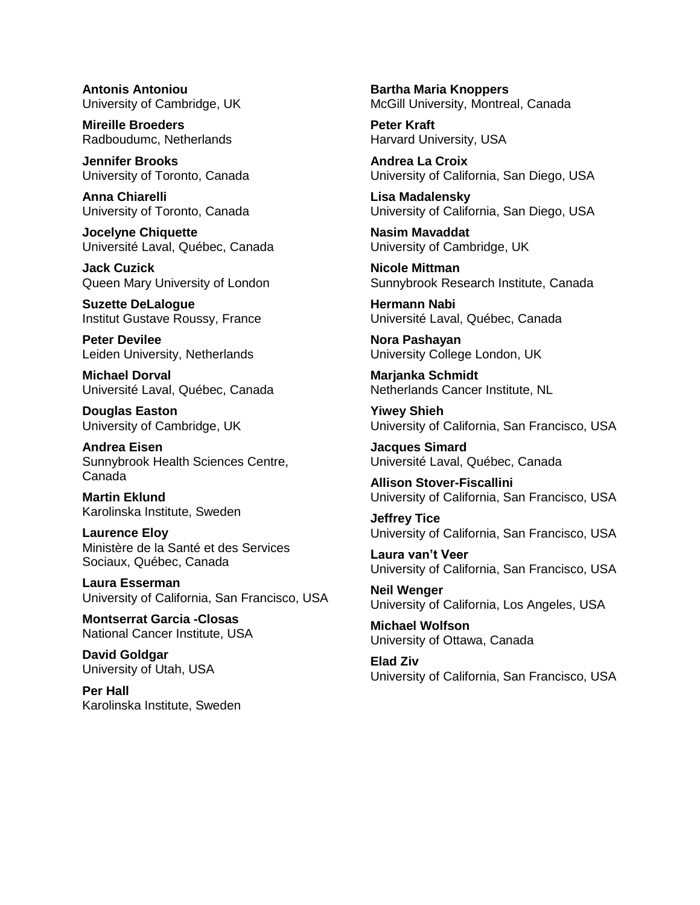**Antonis Antoniou**
University of Cambridge, UK

**Mireille Broeders**
Radboudumc, Netherlands

**Jennifer Brooks**
University of Toronto, Canada

**Anna Chiarelli**
University of Toronto, Canada

**Jocelyne Chiquette**
Université Laval, Québec, Canada

**Jack Cuzick**
Queen Mary University of London

**Suzette DeLalogue**
Institut Gustave Roussy, France

**Peter Devilee**
Leiden University, Netherlands

**Michael Dorval**
Université Laval, Québec, Canada

**Douglas Easton**
University of Cambridge, UK

**Andrea Eisen**
Sunnybrook Health Sciences Centre, Canada

**Martin Eklund**
Karolinska Institute, Sweden

**Laurence Eloy**
Ministère de la Santé et des Services Sociaux, Québec, Canada

**Laura Esserman**
University of California, San Francisco, USA

**Montserrat Garcia -Closas**
National Cancer Institute, USA

**David Goldgar**
University of Utah, USA

**Per Hall**
Karolinska Institute, Sweden

**Bartha Maria Knoppers**
McGill University, Montreal, Canada

**Peter Kraft**
Harvard University, USA

**Andrea La Croix**
University of California, San Diego, USA

**Lisa Madalensky**
University of California, San Diego, USA

**Nasim Mavaddat**
University of Cambridge, UK

**Nicole Mittman**
Sunnybrook Research Institute, Canada

**Hermann Nabi**
Université Laval, Québec, Canada

**Nora Pashayan**
University College London, UK

**Marjanka Schmidt**
Netherlands Cancer Institute, NL

**Yiwey Shieh**
University of California, San Francisco, USA

**Jacques Simard**
Université Laval, Québec, Canada

**Allison Stover-Fiscallini**
University of California, San Francisco, USA

**Jeffrey Tice**
University of California, San Francisco, USA

**Laura van't Veer**
University of California, San Francisco, USA

**Neil Wenger**
University of California, Los Angeles, USA

**Michael Wolfson**
University of Ottawa, Canada

**Elad Ziv**
University of California, San Francisco, USA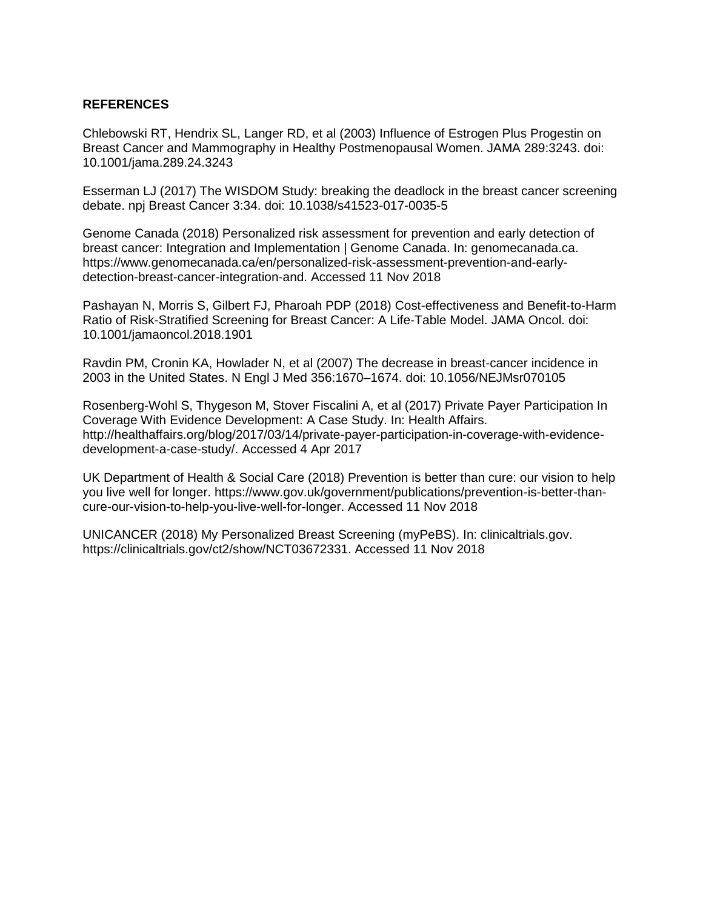**REFERENCES**

Chlebowski RT, Hendrix SL, Langer RD, et al (2003) Influence of Estrogen Plus Progestin on Breast Cancer and Mammography in Healthy Postmenopausal Women. JAMA 289:3243. doi: 10.1001/jama.289.24.3243

Esserman LJ (2017) The WISDOM Study: breaking the deadlock in the breast cancer screening debate. npj Breast Cancer 3:34. doi: 10.1038/s41523-017-0035-5

Genome Canada (2018) Personalized risk assessment for prevention and early detection of breast cancer: Integration and Implementation | Genome Canada. In: genomecanada.ca. https://www.genomecanada.ca/en/personalized-risk-assessment-prevention-and-early-detection-breast-cancer-integration-and. Accessed 11 Nov 2018

Pashayan N, Morris S, Gilbert FJ, Pharoah PDP (2018) Cost-effectiveness and Benefit-to-Harm Ratio of Risk-Stratified Screening for Breast Cancer: A Life-Table Model. JAMA Oncol. doi: 10.1001/jamaoncol.2018.1901

Ravdin PM, Cronin KA, Howlader N, et al (2007) The decrease in breast-cancer incidence in 2003 in the United States. N Engl J Med 356:1670–1674. doi: 10.1056/NEJMsr070105

Rosenberg-Wohl S, Thygeson M, Stover Fiscalini A, et al (2017) Private Payer Participation In Coverage With Evidence Development: A Case Study. In: Health Affairs. http://healthaffairs.org/blog/2017/03/14/private-payer-participation-in-coverage-with-evidence-development-a-case-study/. Accessed 4 Apr 2017

UK Department of Health & Social Care (2018) Prevention is better than cure: our vision to help you live well for longer. https://www.gov.uk/government/publications/prevention-is-better-than-cure-our-vision-to-help-you-live-well-for-longer. Accessed 11 Nov 2018

UNICANCER (2018) My Personalized Breast Screening (myPeBS). In: clinicaltrials.gov. https://clinicaltrials.gov/ct2/show/NCT03672331. Accessed 11 Nov 2018